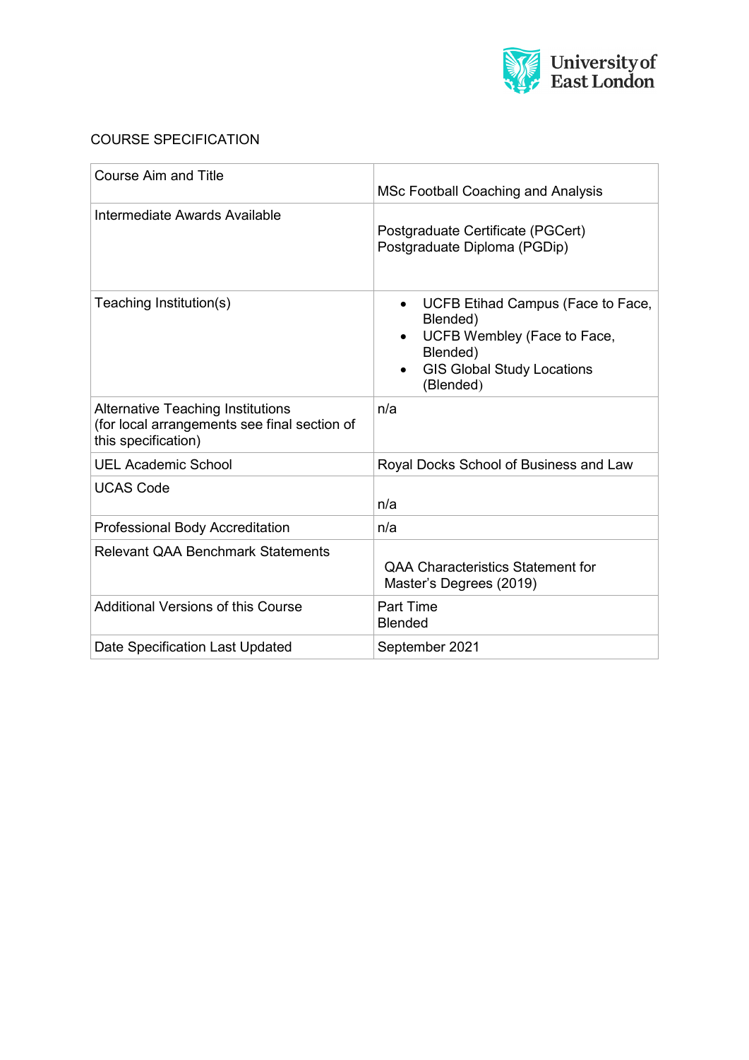COURSE SPECIFICATION

| Course Aim and Title | MSc Football Coaching and Analysis |
|---|---|
| Intermediate Awards Available | Postgraduate Certificate (PGCert)<br>Postgraduate Diploma (PGDip) |
| Teaching Institution(s) | • UCFB Etihad Campus (Face to Face, Blended)<br>• UCFB Wembley (Face to Face, Blended)<br>• GIS Global Study Locations (Blended) |
| Alternative Teaching Institutions (for local arrangements see final section of this specification) | n/a |
| UEL Academic School | Royal Docks School of Business and Law |
| UCAS Code | n/a |
| Professional Body Accreditation | n/a |
| Relevant QAA Benchmark Statements | QAA Characteristics Statement for Master's Degrees (2019) |
| Additional Versions of this Course | Part Time<br>Blended |
| Date Specification Last Updated | September 2021 |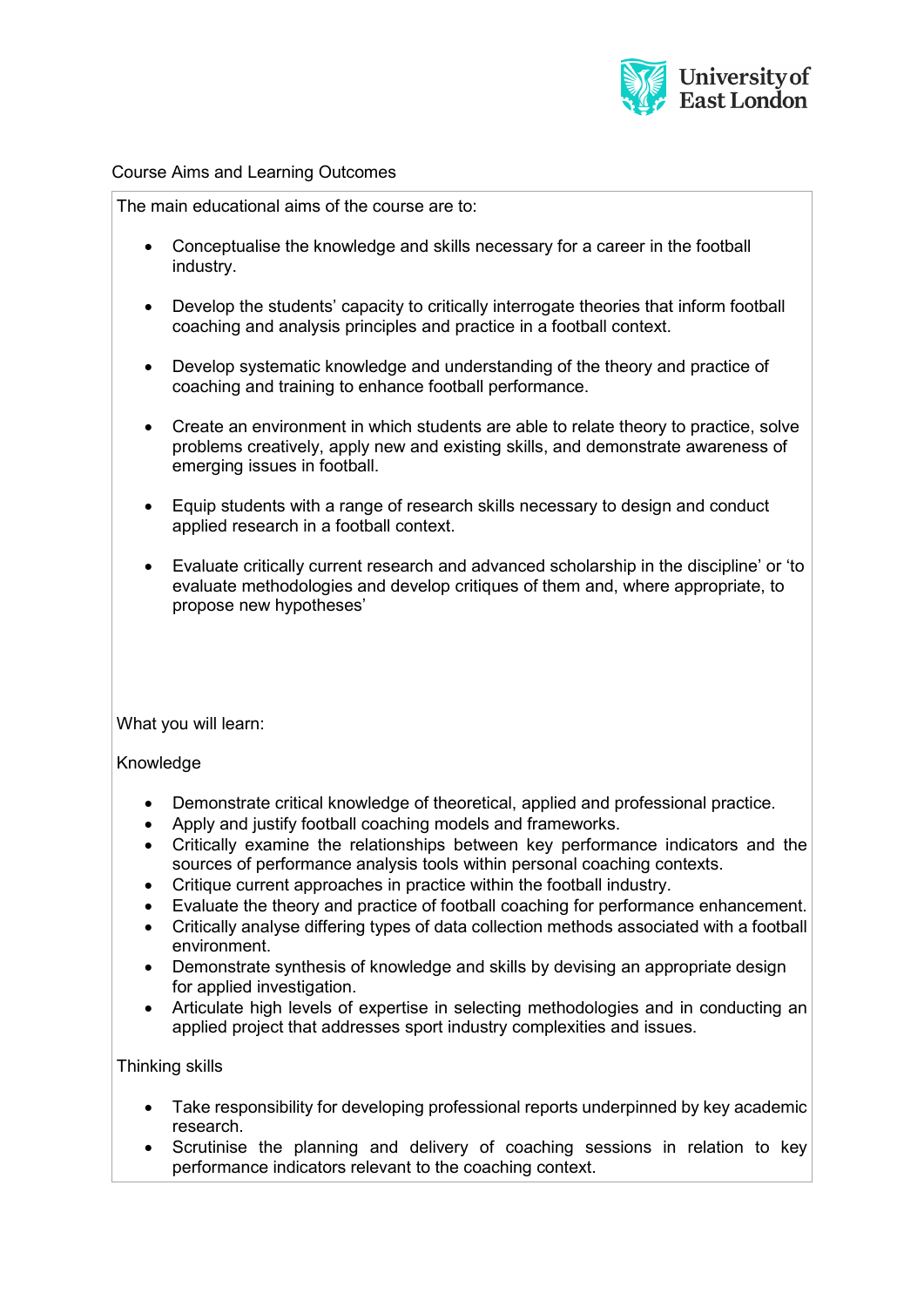## Course Aims and Learning Outcomes

The main educational aims of the course are to:

- Conceptualise the knowledge and skills necessary for a career in the football industry.
- Develop the students' capacity to critically interrogate theories that inform football coaching and analysis principles and practice in a football context.
- Develop systematic knowledge and understanding of the theory and practice of coaching and training to enhance football performance.
- Create an environment in which students are able to relate theory to practice, solve problems creatively, apply new and existing skills, and demonstrate awareness of emerging issues in football.
- Equip students with a range of research skills necessary to design and conduct applied research in a football context.
- Evaluate critically current research and advanced scholarship in the discipline' or 'to evaluate methodologies and develop critiques of them and, where appropriate, to propose new hypotheses'

What you will learn:

### Knowledge

- Demonstrate critical knowledge of theoretical, applied and professional practice.
- Apply and justify football coaching models and frameworks.
- Critically examine the relationships between key performance indicators and the sources of performance analysis tools within personal coaching contexts.
- Critique current approaches in practice within the football industry.
- Evaluate the theory and practice of football coaching for performance enhancement.
- Critically analyse differing types of data collection methods associated with a football environment.
- Demonstrate synthesis of knowledge and skills by devising an appropriate design for applied investigation.
- Articulate high levels of expertise in selecting methodologies and in conducting an applied project that addresses sport industry complexities and issues.

### Thinking skills

- Take responsibility for developing professional reports underpinned by key academic research.
- Scrutinise the planning and delivery of coaching sessions in relation to key performance indicators relevant to the coaching context.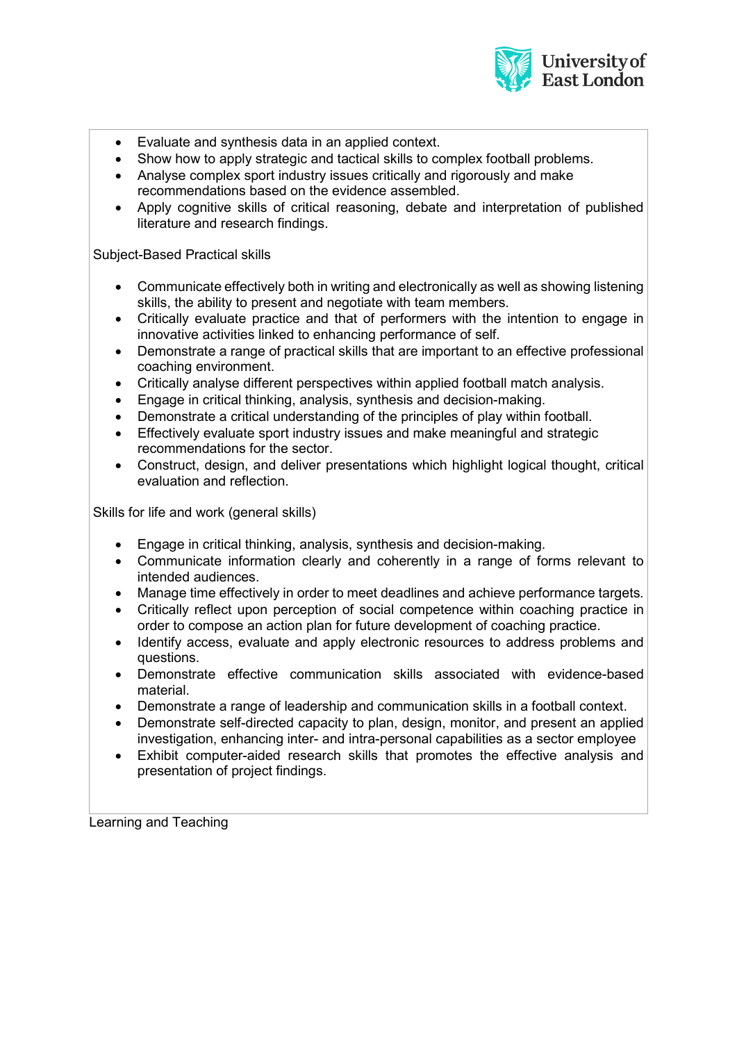- Evaluate and synthesis data in an applied context.
- Show how to apply strategic and tactical skills to complex football problems.
- Analyse complex sport industry issues critically and rigorously and make recommendations based on the evidence assembled.
- Apply cognitive skills of critical reasoning, debate and interpretation of published literature and research findings.

Subject-Based Practical skills

- Communicate effectively both in writing and electronically as well as showing listening skills, the ability to present and negotiate with team members.
- Critically evaluate practice and that of performers with the intention to engage in innovative activities linked to enhancing performance of self.
- Demonstrate a range of practical skills that are important to an effective professional coaching environment.
- Critically analyse different perspectives within applied football match analysis.
- Engage in critical thinking, analysis, synthesis and decision-making.
- Demonstrate a critical understanding of the principles of play within football.
- Effectively evaluate sport industry issues and make meaningful and strategic recommendations for the sector.
- Construct, design, and deliver presentations which highlight logical thought, critical evaluation and reflection.

Skills for life and work (general skills)

- Engage in critical thinking, analysis, synthesis and decision-making.
- Communicate information clearly and coherently in a range of forms relevant to intended audiences.
- Manage time effectively in order to meet deadlines and achieve performance targets.
- Critically reflect upon perception of social competence within coaching practice in order to compose an action plan for future development of coaching practice.
- Identify access, evaluate and apply electronic resources to address problems and questions.
- Demonstrate effective communication skills associated with evidence-based material.
- Demonstrate a range of leadership and communication skills in a football context.
- Demonstrate self-directed capacity to plan, design, monitor, and present an applied investigation, enhancing inter- and intra-personal capabilities as a sector employee
- Exhibit computer-aided research skills that promotes the effective analysis and presentation of project findings.

Learning and Teaching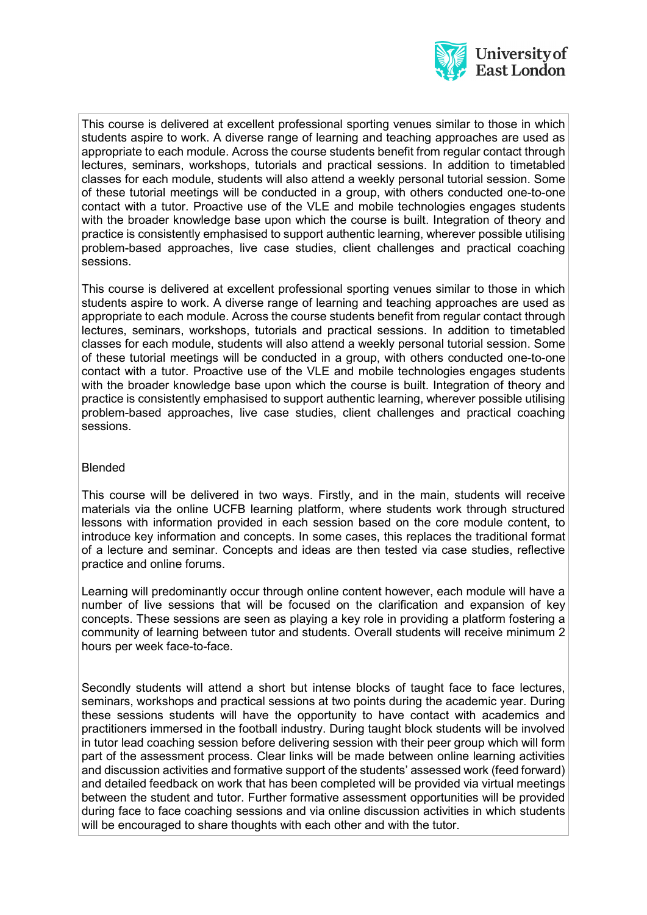This course is delivered at excellent professional sporting venues similar to those in which students aspire to work. A diverse range of learning and teaching approaches are used as appropriate to each module. Across the course students benefit from regular contact through lectures, seminars, workshops, tutorials and practical sessions. In addition to timetabled classes for each module, students will also attend a weekly personal tutorial session. Some of these tutorial meetings will be conducted in a group, with others conducted one-to-one contact with a tutor. Proactive use of the VLE and mobile technologies engages students with the broader knowledge base upon which the course is built. Integration of theory and practice is consistently emphasised to support authentic learning, wherever possible utilising problem-based approaches, live case studies, client challenges and practical coaching sessions.

This course is delivered at excellent professional sporting venues similar to those in which students aspire to work. A diverse range of learning and teaching approaches are used as appropriate to each module. Across the course students benefit from regular contact through lectures, seminars, workshops, tutorials and practical sessions. In addition to timetabled classes for each module, students will also attend a weekly personal tutorial session. Some of these tutorial meetings will be conducted in a group, with others conducted one-to-one contact with a tutor. Proactive use of the VLE and mobile technologies engages students with the broader knowledge base upon which the course is built. Integration of theory and practice is consistently emphasised to support authentic learning, wherever possible utilising problem-based approaches, live case studies, client challenges and practical coaching sessions.

Blended

This course will be delivered in two ways. Firstly, and in the main, students will receive materials via the online UCFB learning platform, where students work through structured lessons with information provided in each session based on the core module content, to introduce key information and concepts. In some cases, this replaces the traditional format of a lecture and seminar. Concepts and ideas are then tested via case studies, reflective practice and online forums.

Learning will predominantly occur through online content however, each module will have a number of live sessions that will be focused on the clarification and expansion of key concepts. These sessions are seen as playing a key role in providing a platform fostering a community of learning between tutor and students. Overall students will receive minimum 2 hours per week face-to-face.

Secondly students will attend a short but intense blocks of taught face to face lectures, seminars, workshops and practical sessions at two points during the academic year. During these sessions students will have the opportunity to have contact with academics and practitioners immersed in the football industry. During taught block students will be involved in tutor lead coaching session before delivering session with their peer group which will form part of the assessment process. Clear links will be made between online learning activities and discussion activities and formative support of the students' assessed work (feed forward) and detailed feedback on work that has been completed will be provided via virtual meetings between the student and tutor. Further formative assessment opportunities will be provided during face to face coaching sessions and via online discussion activities in which students will be encouraged to share thoughts with each other and with the tutor.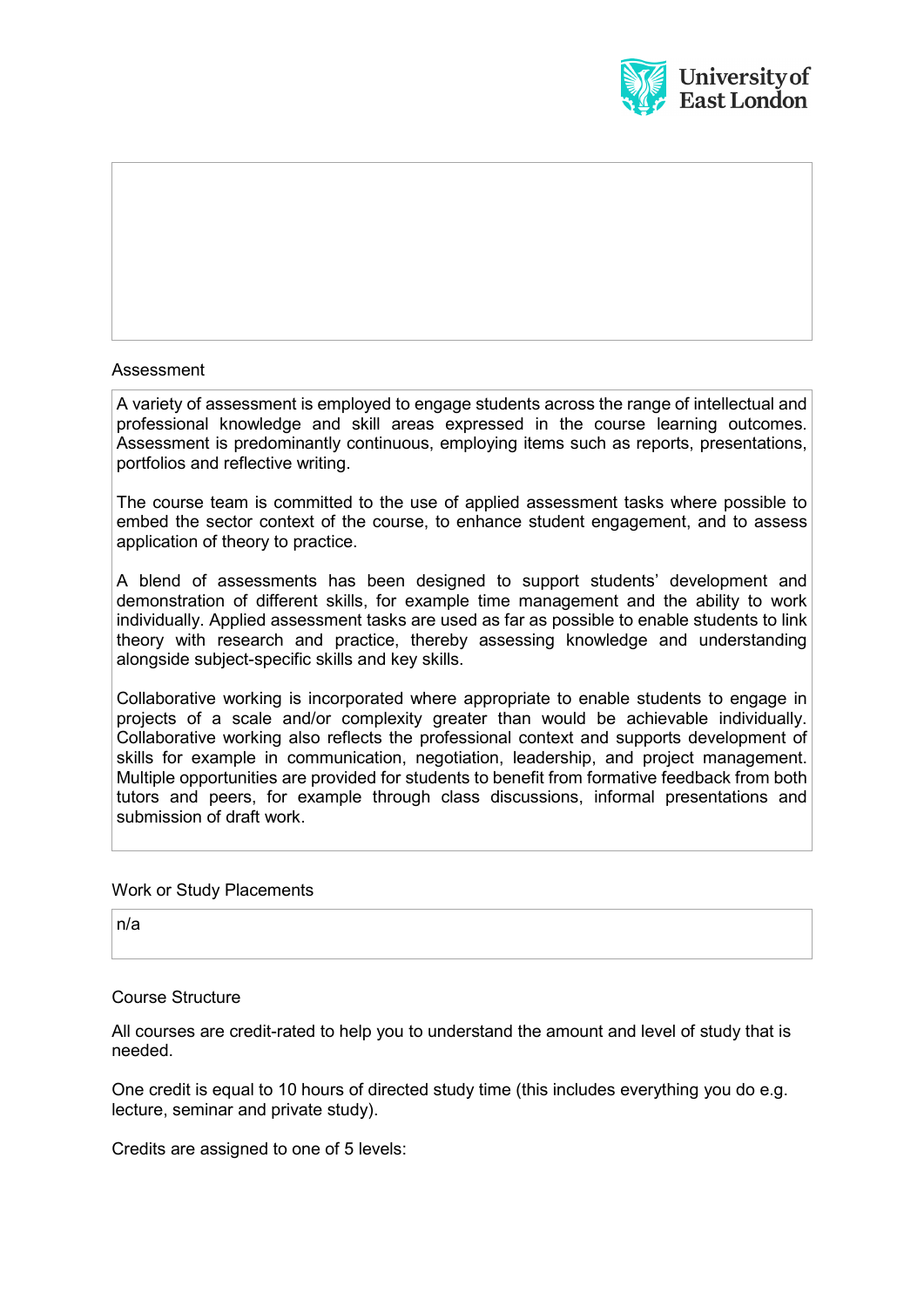Assessment

A variety of assessment is employed to engage students across the range of intellectual and professional knowledge and skill areas expressed in the course learning outcomes. Assessment is predominantly continuous, employing items such as reports, presentations, portfolios and reflective writing.

The course team is committed to the use of applied assessment tasks where possible to embed the sector context of the course, to enhance student engagement, and to assess application of theory to practice.

A blend of assessments has been designed to support students' development and demonstration of different skills, for example time management and the ability to work individually. Applied assessment tasks are used as far as possible to enable students to link theory with research and practice, thereby assessing knowledge and understanding alongside subject-specific skills and key skills.

Collaborative working is incorporated where appropriate to enable students to engage in projects of a scale and/or complexity greater than would be achievable individually. Collaborative working also reflects the professional context and supports development of skills for example in communication, negotiation, leadership, and project management. Multiple opportunities are provided for students to benefit from formative feedback from both tutors and peers, for example through class discussions, informal presentations and submission of draft work.

Work or Study Placements

n/a

Course Structure

All courses are credit-rated to help you to understand the amount and level of study that is needed.

One credit is equal to 10 hours of directed study time (this includes everything you do e.g. lecture, seminar and private study).

Credits are assigned to one of 5 levels: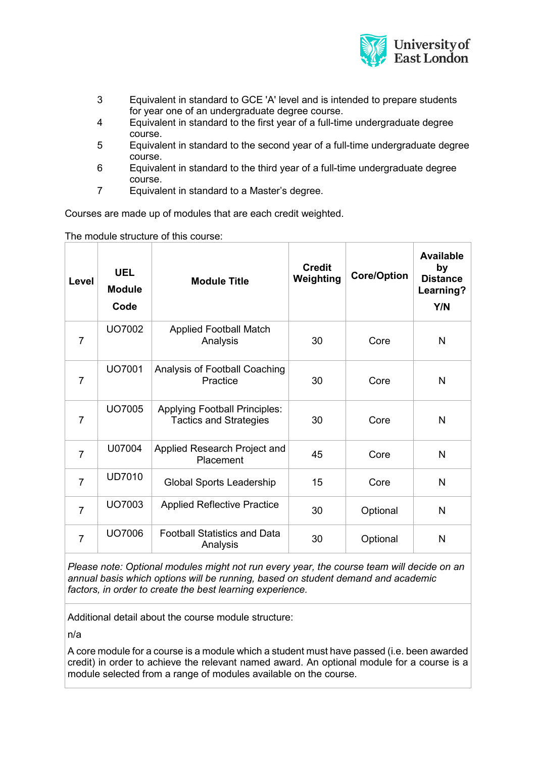| | |
|---|---|
| 3 | Equivalent in standard to GCE 'A' level and is intended to prepare students for year one of an undergraduate degree course. |
| 4 | Equivalent in standard to the first year of a full-time undergraduate degree course. |
| 5 | Equivalent in standard to the second year of a full-time undergraduate degree course. |
| 6 | Equivalent in standard to the third year of a full-time undergraduate degree course. |
| 7 | Equivalent in standard to a Master's degree. |

Courses are made up of modules that are each credit weighted.

The module structure of this course:

| Level | UEL Module Code | Module Title | Credit Weighting | Core/Option | Available by Distance Learning? Y/N |
|---|---|---|---|---|---|
| 7 | UO7002 | Applied Football Match Analysis | 30 | Core | N |
| 7 | UO7001 | Analysis of Football Coaching Practice | 30 | Core | N |
| 7 | UO7005 | Applying Football Principles: Tactics and Strategies | 30 | Core | N |
| 7 | U07004 | Applied Research Project and Placement | 45 | Core | N |
| 7 | UD7010 | Global Sports Leadership | 15 | Core | N |
| 7 | UO7003 | Applied Reflective Practice | 30 | Optional | N |
| 7 | UO7006 | Football Statistics and Data Analysis | 30 | Optional | N |

*Please note: Optional modules might not run every year, the course team will decide on an annual basis which options will be running, based on student demand and academic factors, in order to create the best learning experience.*

Additional detail about the course module structure:

n/a

A core module for a course is a module which a student must have passed (i.e. been awarded credit) in order to achieve the relevant named award. An optional module for a course is a module selected from a range of modules available on the course.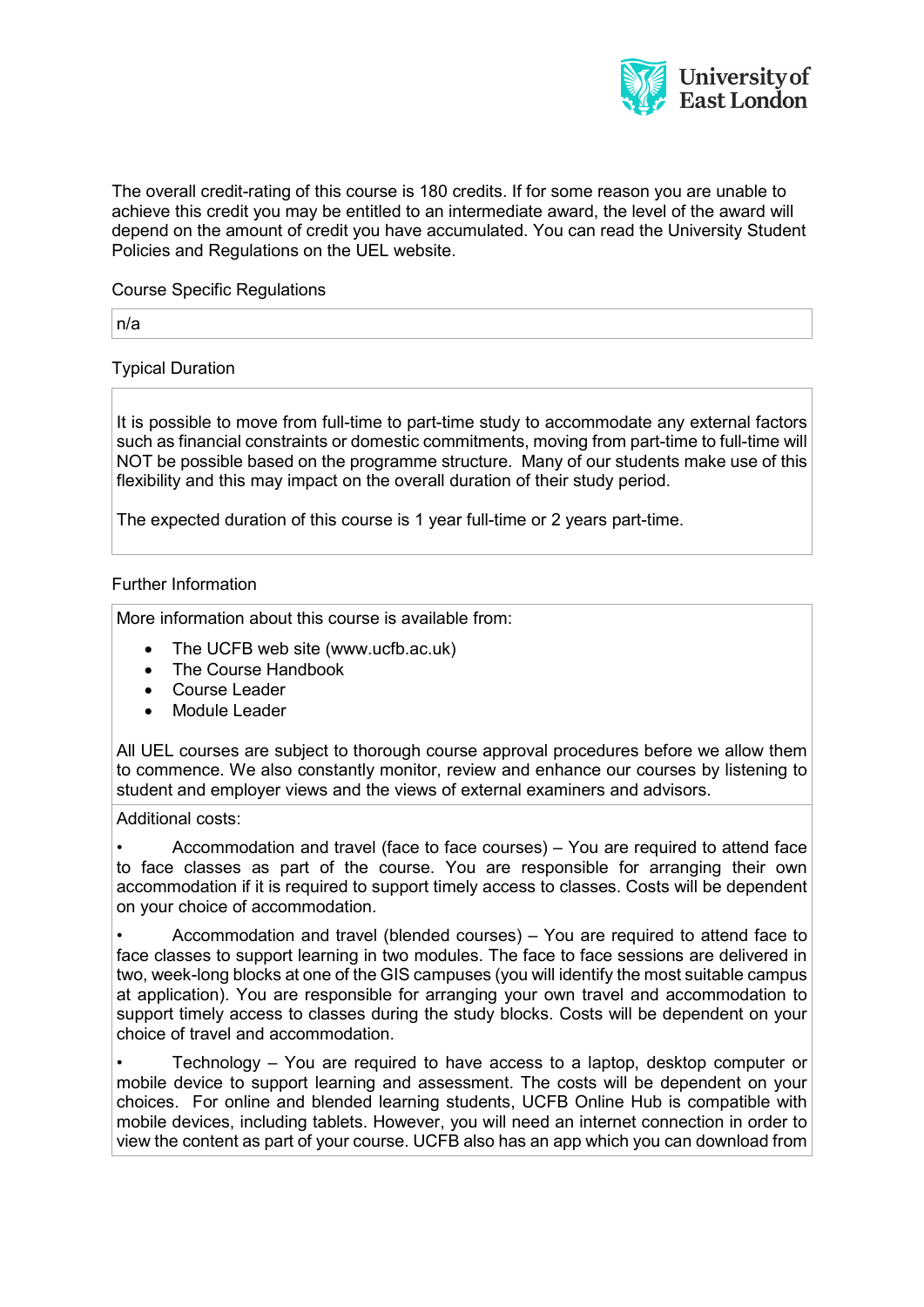The overall credit-rating of this course is 180 credits. If for some reason you are unable to achieve this credit you may be entitled to an intermediate award, the level of the award will depend on the amount of credit you have accumulated. You can read the University Student Policies and Regulations on the UEL website.

Course Specific Regulations

| n/a |
|---|

Typical Duration

| It is possible to move from full-time to part-time study to accommodate any external factors such as financial constraints or domestic commitments, moving from part-time to full-time will NOT be possible based on the programme structure. Many of our students make use of this flexibility and this may impact on the overall duration of their study period.<br><br>The expected duration of this course is 1 year full-time or 2 years part-time. |
|---|

Further Information

More information about this course is available from:

- The UCFB web site (www.ucfb.ac.uk)
- The Course Handbook
- Course Leader
- Module Leader

All UEL courses are subject to thorough course approval procedures before we allow them to commence. We also constantly monitor, review and enhance our courses by listening to student and employer views and the views of external examiners and advisors.

Additional costs:

- Accommodation and travel (face to face courses) – You are required to attend face to face classes as part of the course. You are responsible for arranging their own accommodation if it is required to support timely access to classes. Costs will be dependent on your choice of accommodation.

- Accommodation and travel (blended courses) – You are required to attend face to face classes to support learning in two modules. The face to face sessions are delivered in two, week-long blocks at one of the GIS campuses (you will identify the most suitable campus at application). You are responsible for arranging your own travel and accommodation to support timely access to classes during the study blocks. Costs will be dependent on your choice of travel and accommodation.

- Technology – You are required to have access to a laptop, desktop computer or mobile device to support learning and assessment. The costs will be dependent on your choices. For online and blended learning students, UCFB Online Hub is compatible with mobile devices, including tablets. However, you will need an internet connection in order to view the content as part of your course. UCFB also has an app which you can download from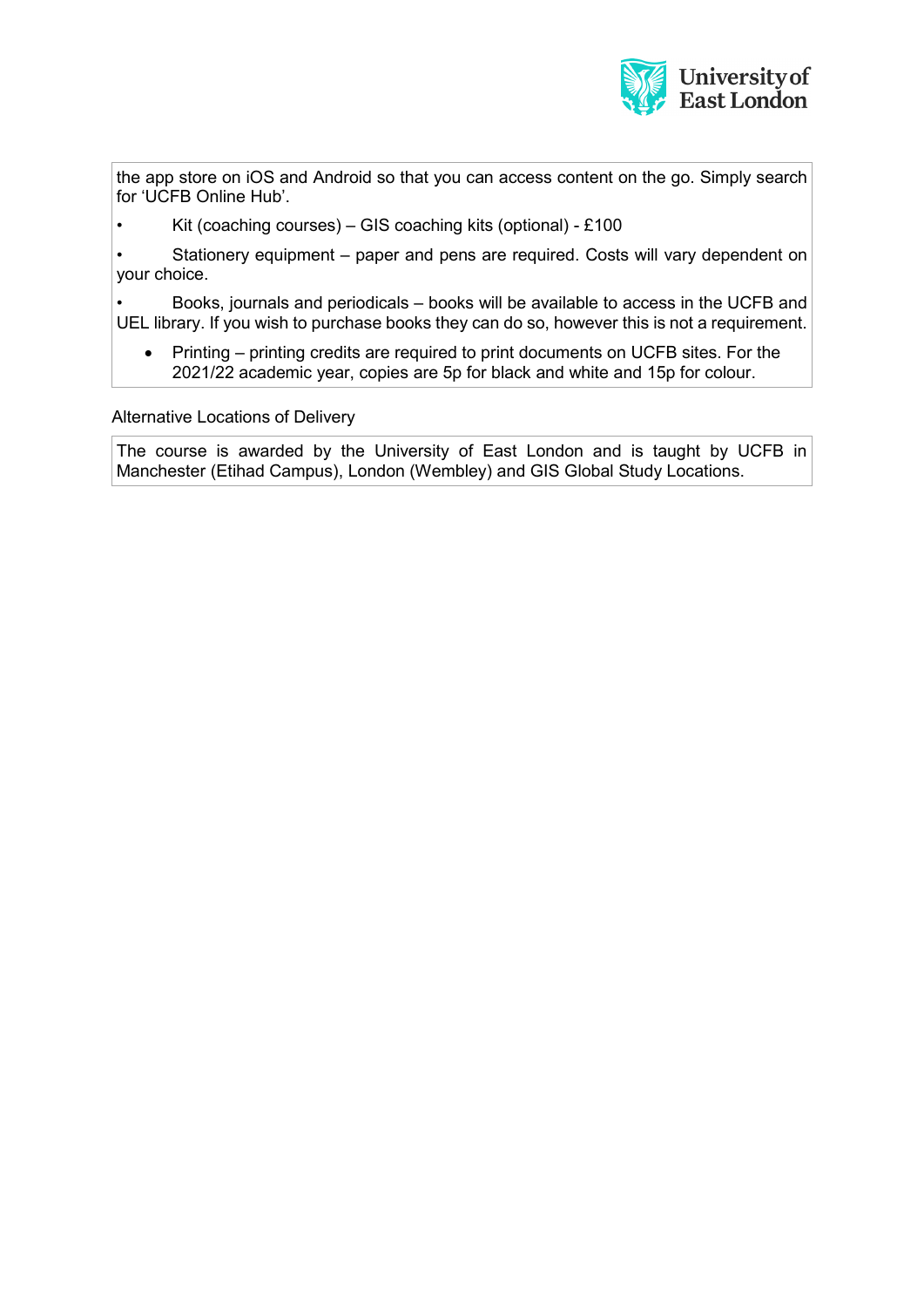the app store on iOS and Android so that you can access content on the go. Simply search for 'UCFB Online Hub'.

- Kit (coaching courses) – GIS coaching kits (optional) - £100
- Stationery equipment – paper and pens are required. Costs will vary dependent on your choice.
- Books, journals and periodicals – books will be available to access in the UCFB and UEL library. If you wish to purchase books they can do so, however this is not a requirement.
- Printing – printing credits are required to print documents on UCFB sites. For the 2021/22 academic year, copies are 5p for black and white and 15p for colour.

Alternative Locations of Delivery

The course is awarded by the University of East London and is taught by UCFB in Manchester (Etihad Campus), London (Wembley) and GIS Global Study Locations.